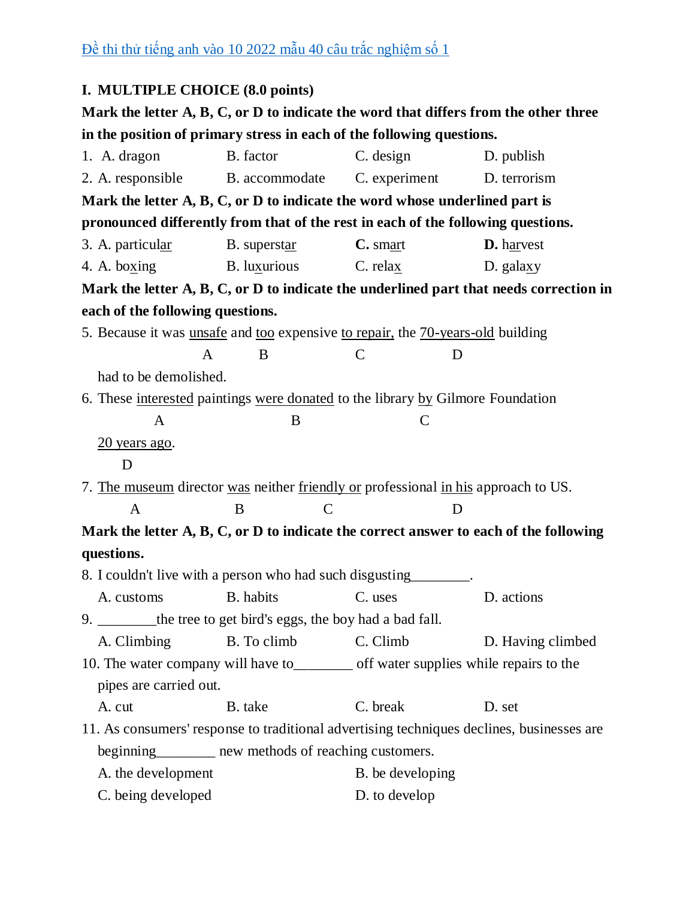Đề thi thử tiếng anh vào 10 2022 mẫu 40 câu trắc nghiệm số 1

## I. MULTIPLE CHOICE (8.0 points)

**Mark the letter A, B, C, or D to indicate the word that differs from the other three in the position of primary stress in each of the following questions.**

1. A. dragon B. factor C. design D. publish
2. A. responsible B. accommodate C. experiment D. terrorism

**Mark the letter A, B, C, or D to indicate the word whose underlined part is pronounced differently from that of the rest in each of the following questions.**

3. A. particul<u>ar</u> B. superst<u>ar</u> **C.** sm<u>ar</u>t **D.** h<u>ar</u>vest
4. A. bo<u>x</u>ing B. lu<u>x</u>urious C. rela<u>x</u> D. gala<u>x</u>y

**Mark the letter A, B, C, or D to indicate the underlined part that needs correction in each of the following questions.**

5. Because it was <u>unsafe</u> (A) and <u>too</u> (B) expensive <u>to repair,</u> (C) the <u>70-years-old</u> (D) building had to be demolished.
6. These <u>interested</u> (A) paintings <u>were donated</u> (B) to the library <u>by</u> (C) Gilmore Foundation <u>20 years ago</u> (D).
7. <u>The museum</u> (A) director <u>was</u> (B) neither <u>friendly or</u> (C) professional <u>in his</u> (D) approach to US.

**Mark the letter A, B, C, or D to indicate the correct answer to each of the following questions.**

8. I couldn't live with a person who had such disgusting________.
   A. customs B. habits C. uses D. actions
9. ________the tree to get bird's eggs, the boy had a bad fall.
   A. Climbing B. To climb C. Climb D. Having climbed
10. The water company will have to________ off water supplies while repairs to the pipes are carried out.
    A. cut B. take C. break D. set
11. As consumers' response to traditional advertising techniques declines, businesses are beginning________ new methods of reaching customers.
    A. the development B. be developing
    C. being developed D. to develop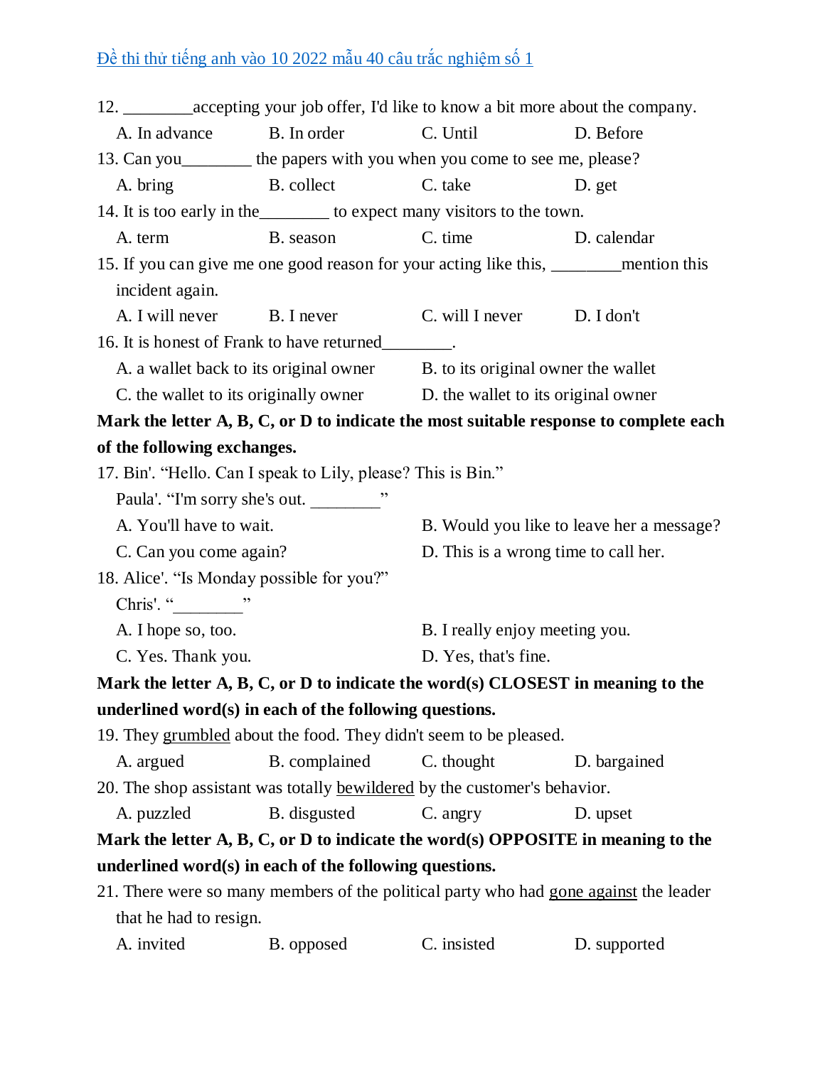12. ________accepting your job offer, I'd like to know a bit more about the company.

A. In advance B. In order C. Until D. Before

13. Can you________ the papers with you when you come to see me, please?

A. bring B. collect C. take D. get

14. It is too early in the________ to expect many visitors to the town.

A. term B. season C. time D. calendar

15. If you can give me one good reason for your acting like this, ________mention this incident again.

A. I will never B. I never C. will I never D. I don't

16. It is honest of Frank to have returned________.

A. a wallet back to its original owner B. to its original owner the wallet

C. the wallet to its originally owner D. the wallet to its original owner

**Mark the letter A, B, C, or D to indicate the most suitable response to complete each of the following exchanges.**

17. Bin'. "Hello. Can I speak to Lily, please? This is Bin."

Paula'. "I'm sorry she's out. ________"

A. You'll have to wait. B. Would you like to leave her a message?

C. Can you come again? D. This is a wrong time to call her.

18. Alice'. "Is Monday possible for you?"

Chris'. "________"

A. I hope so, too. B. I really enjoy meeting you.

C. Yes. Thank you. D. Yes, that's fine.

**Mark the letter A, B, C, or D to indicate the word(s) CLOSEST in meaning to the underlined word(s) in each of the following questions.**

19. They <u>grumbled</u> about the food. They didn't seem to be pleased.

A. argued B. complained C. thought D. bargained

20. The shop assistant was totally <u>bewildered</u> by the customer's behavior.

A. puzzled B. disgusted C. angry D. upset

**Mark the letter A, B, C, or D to indicate the word(s) OPPOSITE in meaning to the underlined word(s) in each of the following questions.**

21. There were so many members of the political party who had <u>gone against</u> the leader that he had to resign.

A. invited B. opposed C. insisted D. supported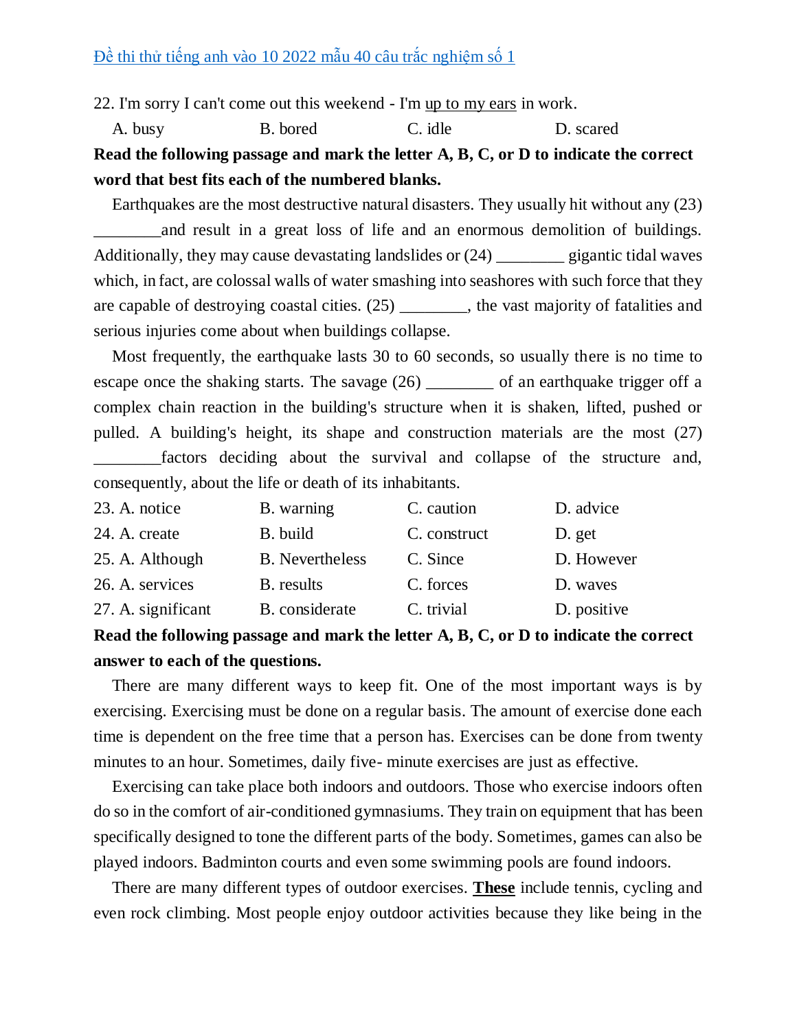22. I'm sorry I can't come out this weekend - I'm <u>up to my ears</u> in work.

A. busy B. bored C. idle D. scared

**Read the following passage and mark the letter A, B, C, or D to indicate the correct word that best fits each of the numbered blanks.**

Earthquakes are the most destructive natural disasters. They usually hit without any (23) ________and result in a great loss of life and an enormous demolition of buildings. Additionally, they may cause devastating landslides or (24) ________ gigantic tidal waves which, in fact, are colossal walls of water smashing into seashores with such force that they are capable of destroying coastal cities. (25) ________, the vast majority of fatalities and serious injuries come about when buildings collapse.

Most frequently, the earthquake lasts 30 to 60 seconds, so usually there is no time to escape once the shaking starts. The savage (26) ________ of an earthquake trigger off a complex chain reaction in the building's structure when it is shaken, lifted, pushed or pulled. A building's height, its shape and construction materials are the most (27) ________factors deciding about the survival and collapse of the structure and, consequently, about the life or death of its inhabitants.

23. A. notice B. warning C. caution D. advice

24. A. create B. build C. construct D. get

25. A. Although B. Nevertheless C. Since D. However

26. A. services B. results C. forces D. waves

27. A. significant B. considerate C. trivial D. positive

**Read the following passage and mark the letter A, B, C, or D to indicate the correct answer to each of the questions.**

There are many different ways to keep fit. One of the most important ways is by exercising. Exercising must be done on a regular basis. The amount of exercise done each time is dependent on the free time that a person has. Exercises can be done from twenty minutes to an hour. Sometimes, daily five- minute exercises are just as effective.

Exercising can take place both indoors and outdoors. Those who exercise indoors often do so in the comfort of air-conditioned gymnasiums. They train on equipment that has been specifically designed to tone the different parts of the body. Sometimes, games can also be played indoors. Badminton courts and even some swimming pools are found indoors.

There are many different types of outdoor exercises. <u>**These**</u> include tennis, cycling and even rock climbing. Most people enjoy outdoor activities because they like being in the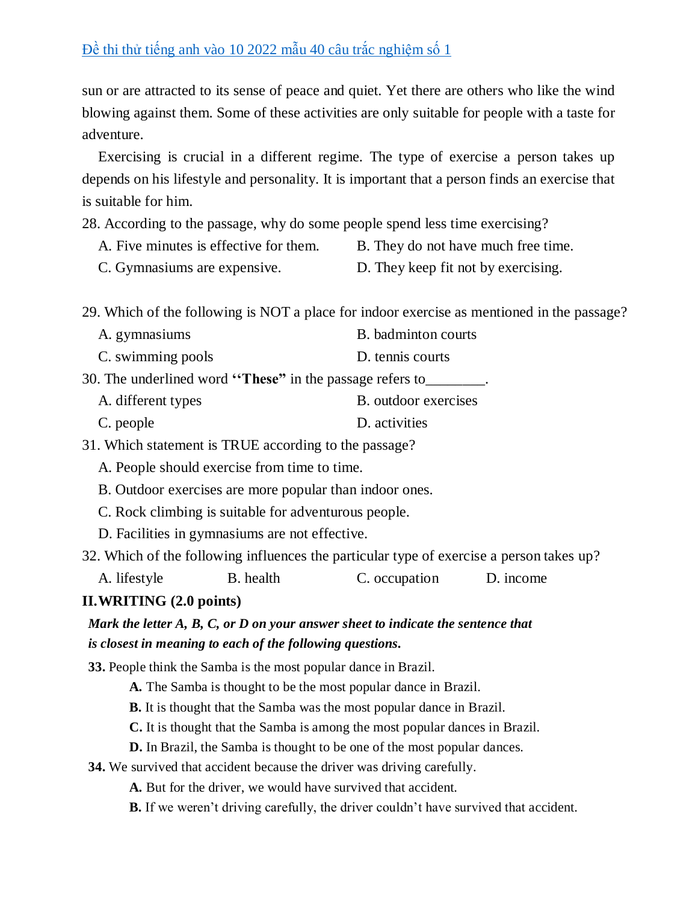sun or are attracted to its sense of peace and quiet. Yet there are others who like the wind blowing against them. Some of these activities are only suitable for people with a taste for adventure.

Exercising is crucial in a different regime. The type of exercise a person takes up depends on his lifestyle and personality. It is important that a person finds an exercise that is suitable for him.

28. According to the passage, why do some people spend less time exercising?

A. Five minutes is effective for them.
B. They do not have much free time.
C. Gymnasiums are expensive.
D. They keep fit not by exercising.

29. Which of the following is NOT a place for indoor exercise as mentioned in the passage?

A. gymnasiums
B. badminton courts
C. swimming pools
D. tennis courts

30. The underlined word **"These"** in the passage refers to________.

A. different types
B. outdoor exercises
C. people
D. activities

31. Which statement is TRUE according to the passage?

A. People should exercise from time to time.
B. Outdoor exercises are more popular than indoor ones.
C. Rock climbing is suitable for adventurous people.
D. Facilities in gymnasiums are not effective.

32. Which of the following influences the particular type of exercise a person takes up?

A. lifestyle
B. health
C. occupation
D. income

## II. WRITING (2.0 points)

***Mark the letter A, B, C, or D on your answer sheet to indicate the sentence that is closest in meaning to each of the following questions.***

**33.** People think the Samba is the most popular dance in Brazil.

**A.** The Samba is thought to be the most popular dance in Brazil.
**B.** It is thought that the Samba was the most popular dance in Brazil.
**C.** It is thought that the Samba is among the most popular dances in Brazil.
**D.** In Brazil, the Samba is thought to be one of the most popular dances.

**34.** We survived that accident because the driver was driving carefully.

**A.** But for the driver, we would have survived that accident.
**B.** If we weren't driving carefully, the driver couldn't have survived that accident.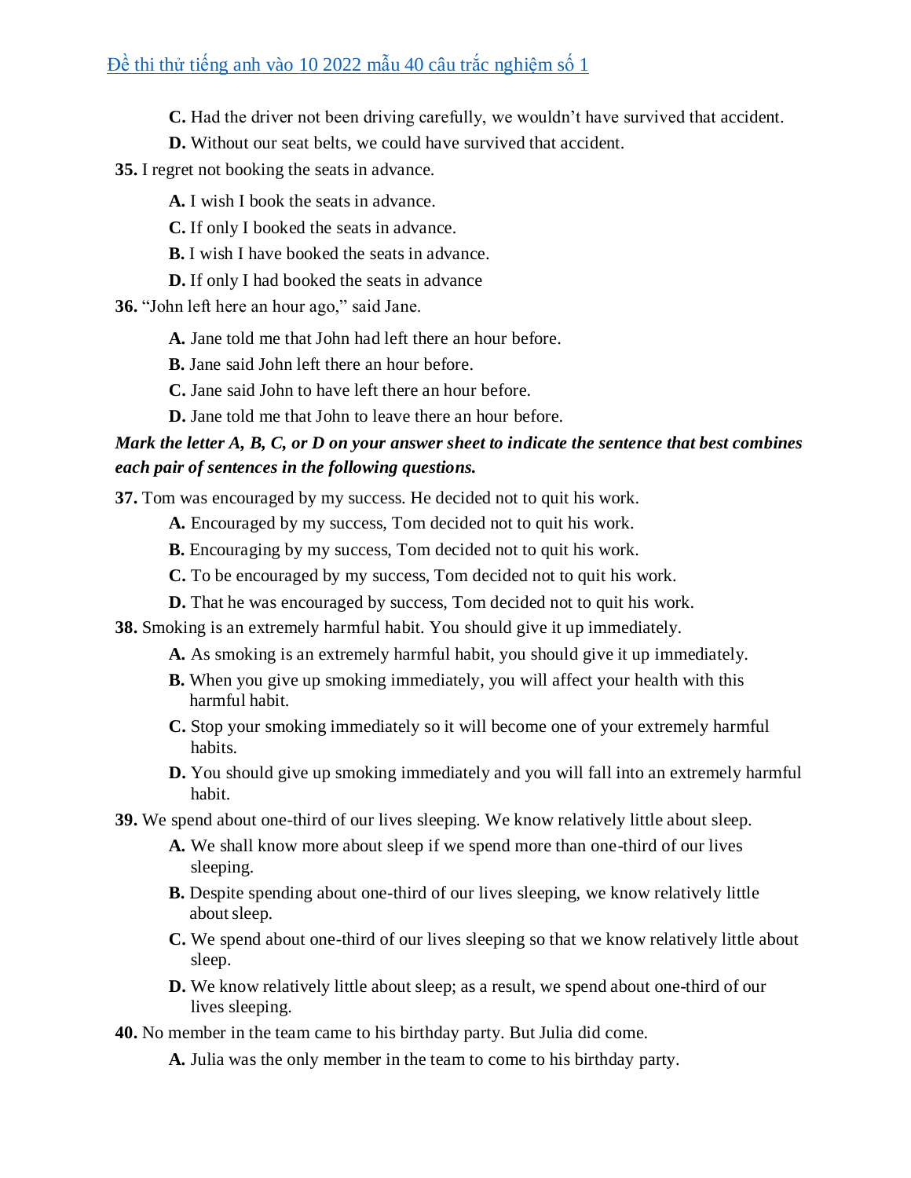**C.** Had the driver not been driving carefully, we wouldn't have survived that accident.

**D.** Without our seat belts, we could have survived that accident.

**35.** I regret not booking the seats in advance.

**A.** I wish I book the seats in advance.

**C.** If only I booked the seats in advance.

**B.** I wish I have booked the seats in advance.

**D.** If only I had booked the seats in advance

**36.** "John left here an hour ago," said Jane.

**A.** Jane told me that John had left there an hour before.

**B.** Jane said John left there an hour before.

**C.** Jane said John to have left there an hour before.

**D.** Jane told me that John to leave there an hour before.

***Mark the letter A, B, C, or D on your answer sheet to indicate the sentence that best combines each pair of sentences in the following questions.***

**37.** Tom was encouraged by my success. He decided not to quit his work.

**A.** Encouraged by my success, Tom decided not to quit his work.

**B.** Encouraging by my success, Tom decided not to quit his work.

**C.** To be encouraged by my success, Tom decided not to quit his work.

**D.** That he was encouraged by success, Tom decided not to quit his work.

**38.** Smoking is an extremely harmful habit. You should give it up immediately.

**A.** As smoking is an extremely harmful habit, you should give it up immediately.

**B.** When you give up smoking immediately, you will affect your health with this harmful habit.

**C.** Stop your smoking immediately so it will become one of your extremely harmful habits.

**D.** You should give up smoking immediately and you will fall into an extremely harmful habit.

**39.** We spend about one-third of our lives sleeping. We know relatively little about sleep.

**A.** We shall know more about sleep if we spend more than one-third of our lives sleeping.

**B.** Despite spending about one-third of our lives sleeping, we know relatively little about sleep.

**C.** We spend about one-third of our lives sleeping so that we know relatively little about sleep.

**D.** We know relatively little about sleep; as a result, we spend about one-third of our lives sleeping.

**40.** No member in the team came to his birthday party. But Julia did come.

**A.** Julia was the only member in the team to come to his birthday party.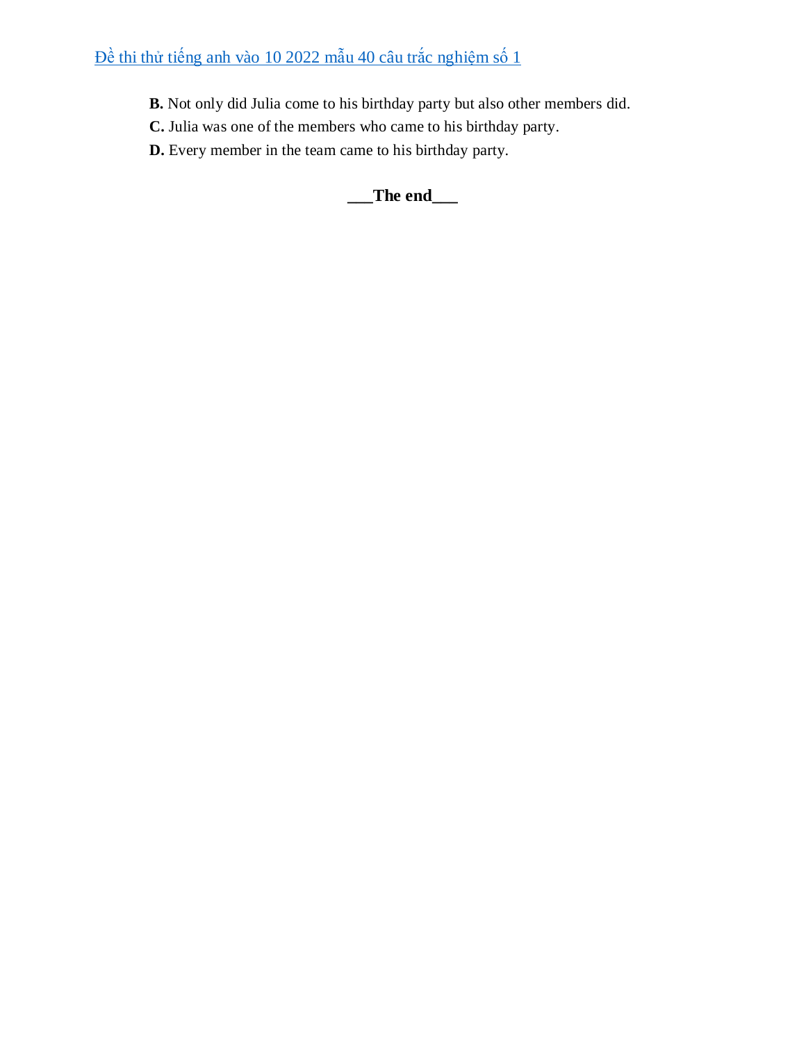**B.** Not only did Julia come to his birthday party but also other members did.

**C.** Julia was one of the members who came to his birthday party.

**D.** Every member in the team came to his birthday party.

**___The end___**